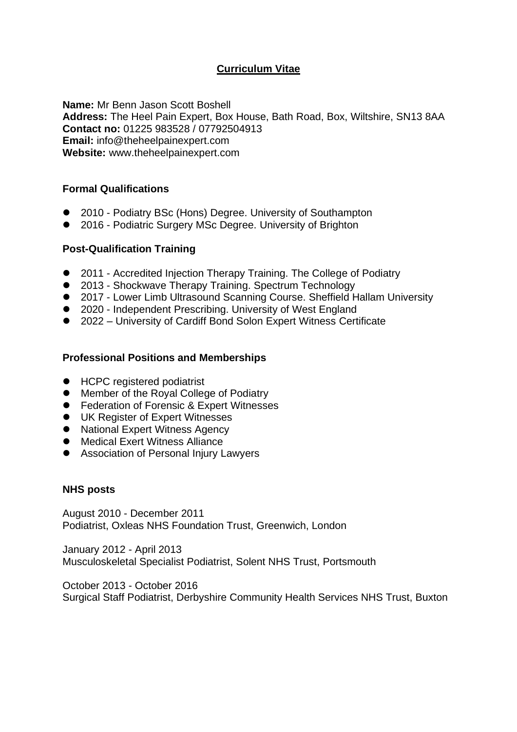# Curriculum Vitae

**Name:** Mr Benn Jason Scott Boshell
**Address:** The Heel Pain Expert, Box House, Bath Road, Box, Wiltshire, SN13 8AA
**Contact no:** 01225 983528 / 07792504913
**Email:** info@theheelpainexpert.com
**Website:** www.theheelpainexpert.com

## Formal Qualifications

- 2010 - Podiatry BSc (Hons) Degree. University of Southampton
- 2016 - Podiatric Surgery MSc Degree. University of Brighton

## Post-Qualification Training

- 2011 - Accredited Injection Therapy Training. The College of Podiatry
- 2013 - Shockwave Therapy Training. Spectrum Technology
- 2017 - Lower Limb Ultrasound Scanning Course. Sheffield Hallam University
- 2020 - Independent Prescribing. University of West England
- 2022 – University of Cardiff Bond Solon Expert Witness Certificate

## Professional Positions and Memberships

- HCPC registered podiatrist
- Member of the Royal College of Podiatry
- Federation of Forensic & Expert Witnesses
- UK Register of Expert Witnesses
- National Expert Witness Agency
- Medical Exert Witness Alliance
- Association of Personal Injury Lawyers

## NHS posts

August 2010 - December 2011
Podiatrist, Oxleas NHS Foundation Trust, Greenwich, London

January 2012 - April 2013
Musculoskeletal Specialist Podiatrist, Solent NHS Trust, Portsmouth

October 2013 - October 2016
Surgical Staff Podiatrist, Derbyshire Community Health Services NHS Trust, Buxton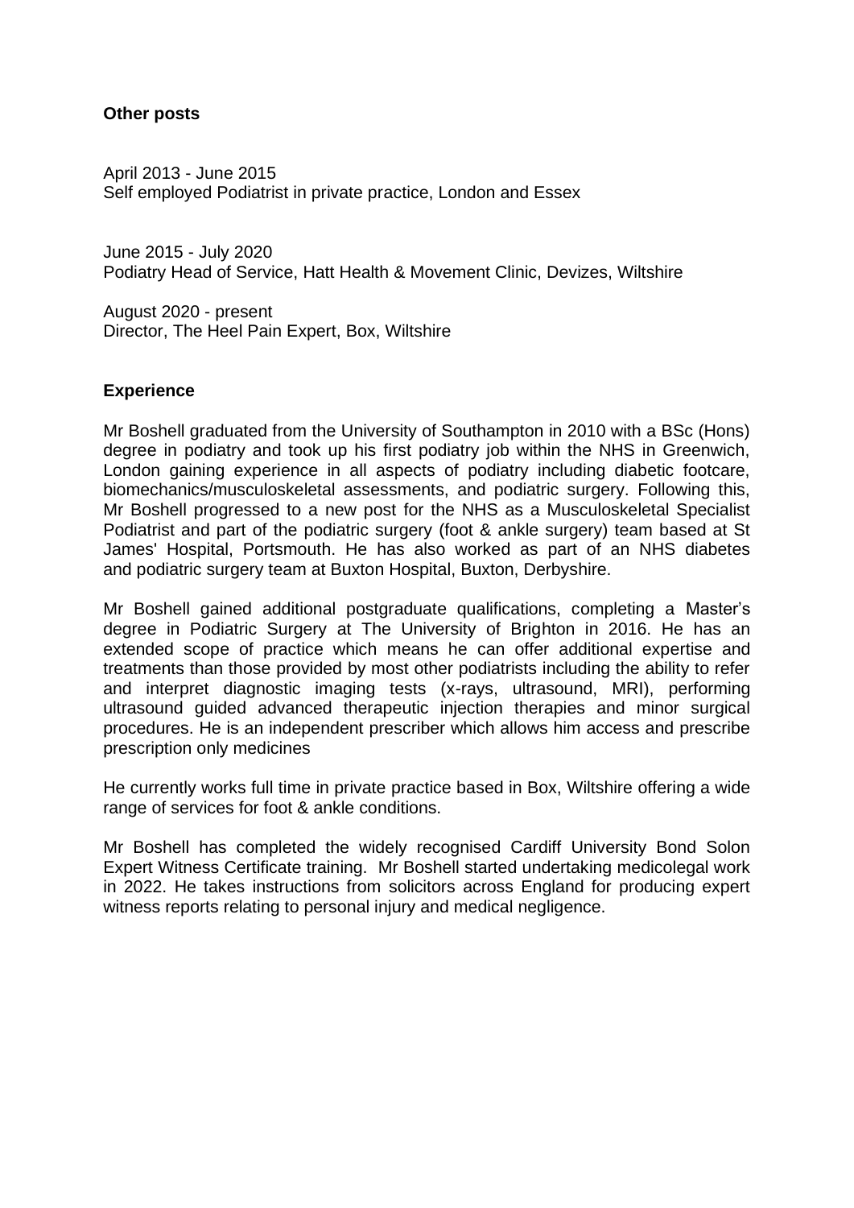**Other posts**

April 2013 - June 2015
Self employed Podiatrist in private practice, London and Essex

June 2015 - July 2020
Podiatry Head of Service, Hatt Health & Movement Clinic, Devizes, Wiltshire

August 2020 - present
Director, The Heel Pain Expert, Box, Wiltshire

**Experience**

Mr Boshell graduated from the University of Southampton in 2010 with a BSc (Hons) degree in podiatry and took up his first podiatry job within the NHS in Greenwich, London gaining experience in all aspects of podiatry including diabetic footcare, biomechanics/musculoskeletal assessments, and podiatric surgery. Following this, Mr Boshell progressed to a new post for the NHS as a Musculoskeletal Specialist Podiatrist and part of the podiatric surgery (foot & ankle surgery) team based at St James' Hospital, Portsmouth. He has also worked as part of an NHS diabetes and podiatric surgery team at Buxton Hospital, Buxton, Derbyshire.

Mr Boshell gained additional postgraduate qualifications, completing a Master's degree in Podiatric Surgery at The University of Brighton in 2016. He has an extended scope of practice which means he can offer additional expertise and treatments than those provided by most other podiatrists including the ability to refer and interpret diagnostic imaging tests (x-rays, ultrasound, MRI), performing ultrasound guided advanced therapeutic injection therapies and minor surgical procedures. He is an independent prescriber which allows him access and prescribe prescription only medicines

He currently works full time in private practice based in Box, Wiltshire offering a wide range of services for foot & ankle conditions.

Mr Boshell has completed the widely recognised Cardiff University Bond Solon Expert Witness Certificate training. Mr Boshell started undertaking medicolegal work in 2022. He takes instructions from solicitors across England for producing expert witness reports relating to personal injury and medical negligence.